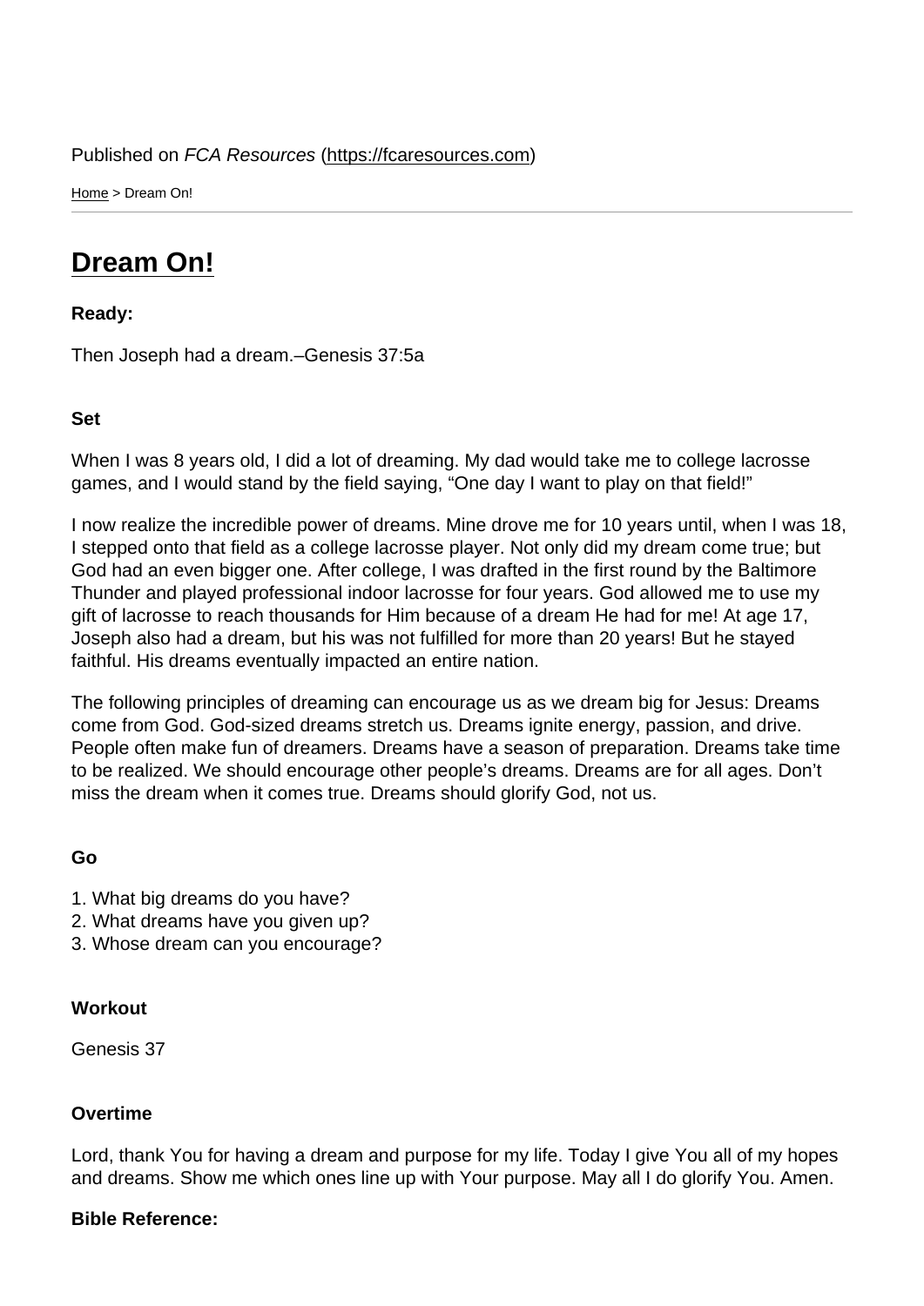Published on *FCA Resources* (https://fcaresources.com)

Home > Dream On!

# Dream On!

**Ready:**

Then Joseph had a dream.–Genesis 37:5a

**Set**

When I was 8 years old, I did a lot of dreaming. My dad would take me to college lacrosse games, and I would stand by the field saying, "One day I want to play on that field!"

I now realize the incredible power of dreams. Mine drove me for 10 years until, when I was 18, I stepped onto that field as a college lacrosse player. Not only did my dream come true; but God had an even bigger one. After college, I was drafted in the first round by the Baltimore Thunder and played professional indoor lacrosse for four years. God allowed me to use my gift of lacrosse to reach thousands for Him because of a dream He had for me! At age 17, Joseph also had a dream, but his was not fulfilled for more than 20 years! But he stayed faithful. His dreams eventually impacted an entire nation.

The following principles of dreaming can encourage us as we dream big for Jesus: Dreams come from God. God-sized dreams stretch us. Dreams ignite energy, passion, and drive. People often make fun of dreamers. Dreams have a season of preparation. Dreams take time to be realized. We should encourage other people's dreams. Dreams are for all ages. Don't miss the dream when it comes true. Dreams should glorify God, not us.

**Go**

1. What big dreams do you have?
2. What dreams have you given up?
3. Whose dream can you encourage?

**Workout**

Genesis 37

**Overtime**

Lord, thank You for having a dream and purpose for my life. Today I give You all of my hopes and dreams. Show me which ones line up with Your purpose. May all I do glorify You. Amen.

**Bible Reference:**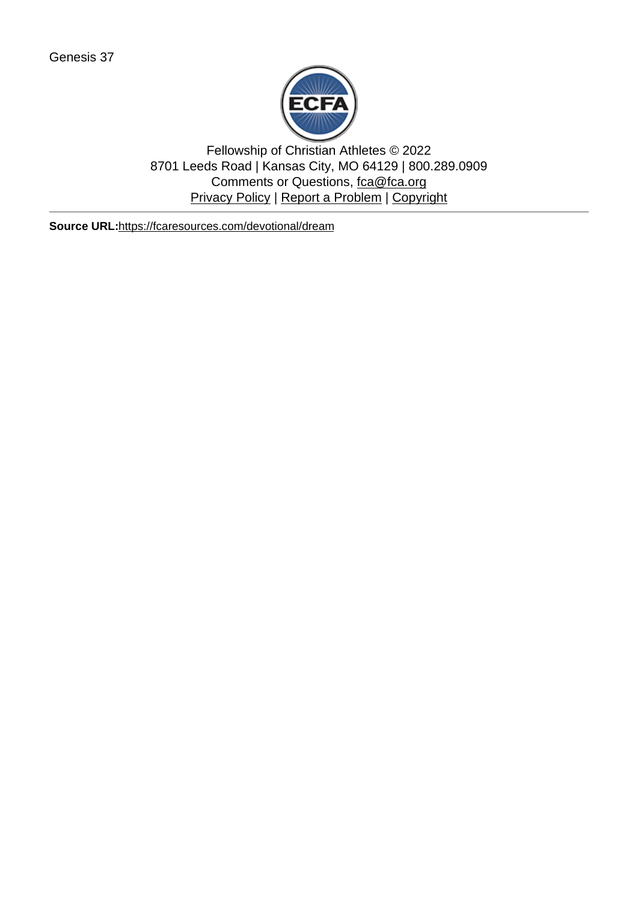Genesis 37

Fellowship of Christian Athletes © 2022
8701 Leeds Road | Kansas City, MO 64129 | 800.289.0909
Comments or Questions, fca@fca.org
Privacy Policy | Report a Problem | Copyright

---

**Source URL:**https://fcaresources.com/devotional/dream